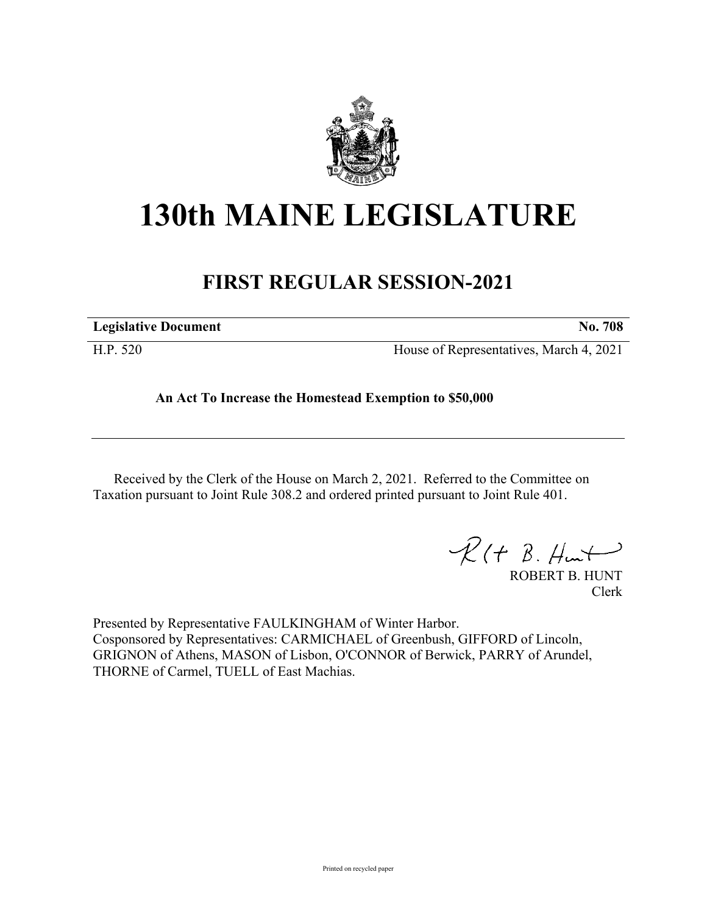# 130th MAINE LEGISLATURE

## FIRST REGULAR SESSION-2021

**Legislative Document** **No. 708**

H.P. 520 House of Representatives, March 4, 2021

**An Act To Increase the Homestead Exemption to $50,000**

Received by the Clerk of the House on March 2, 2021. Referred to the Committee on Taxation pursuant to Joint Rule 308.2 and ordered printed pursuant to Joint Rule 401.

ROBERT B. HUNT
Clerk

Presented by Representative FAULKINGHAM of Winter Harbor.
Cosponsored by Representatives: CARMICHAEL of Greenbush, GIFFORD of Lincoln, GRIGNON of Athens, MASON of Lisbon, O'CONNOR of Berwick, PARRY of Arundel, THORNE of Carmel, TUELL of East Machias.

Printed on recycled paper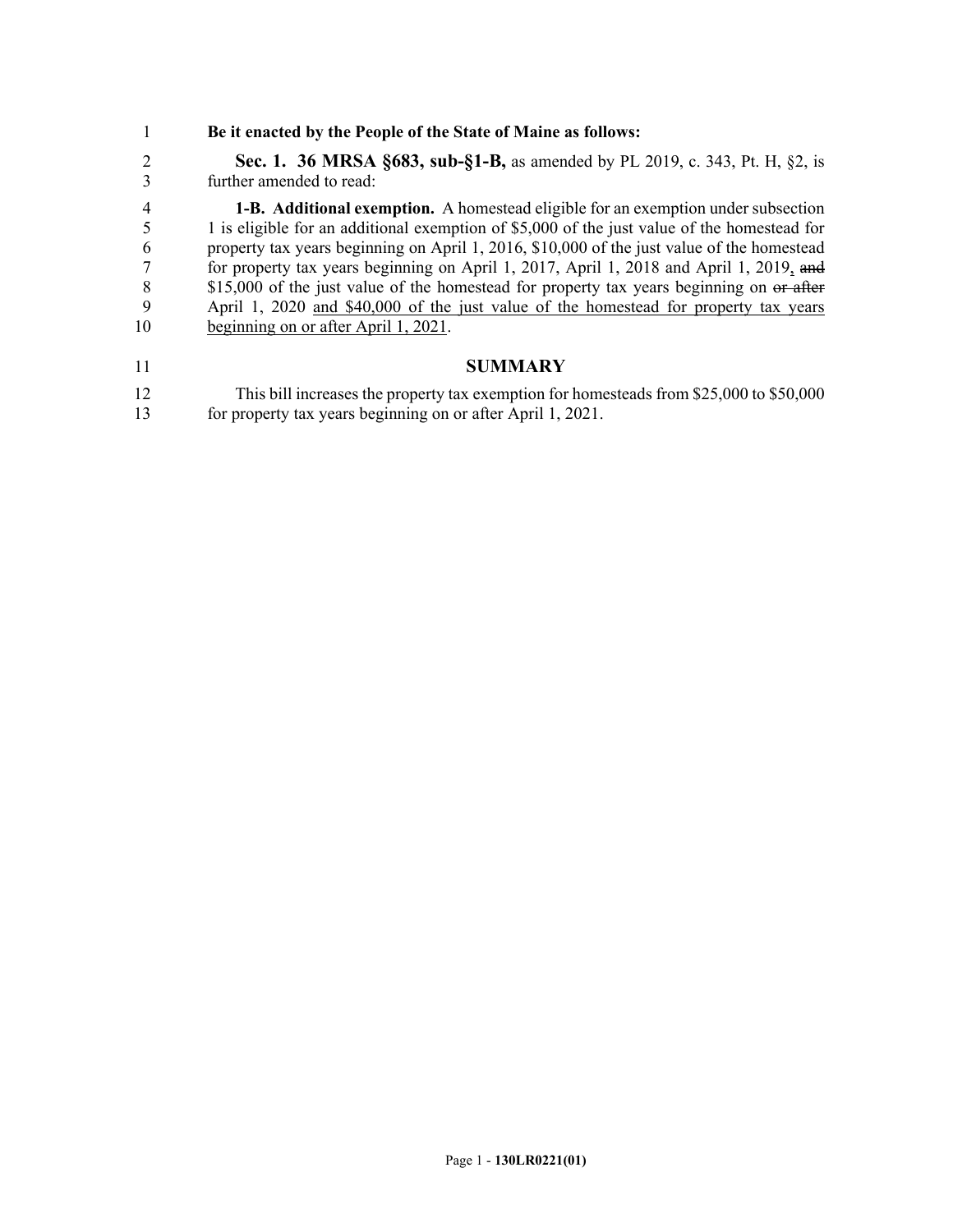**Be it enacted by the People of the State of Maine as follows:**

**Sec. 1. 36 MRSA §683, sub-§1-B,** as amended by PL 2019, c. 343, Pt. H, §2, is further amended to read:

**1-B. Additional exemption.** A homestead eligible for an exemption under subsection 1 is eligible for an additional exemption of $5,000 of the just value of the homestead for property tax years beginning on April 1, 2016, $10,000 of the just value of the homestead for property tax years beginning on April 1, 2017, April 1, 2018 and April 1, 2019, ~~and~~ $15,000 of the just value of the homestead for property tax years beginning on ~~or after~~ April 1, 2020 and $40,000 of the just value of the homestead for property tax years beginning on or after April 1, 2021.

## SUMMARY

This bill increases the property tax exemption for homesteads from $25,000 to $50,000 for property tax years beginning on or after April 1, 2021.